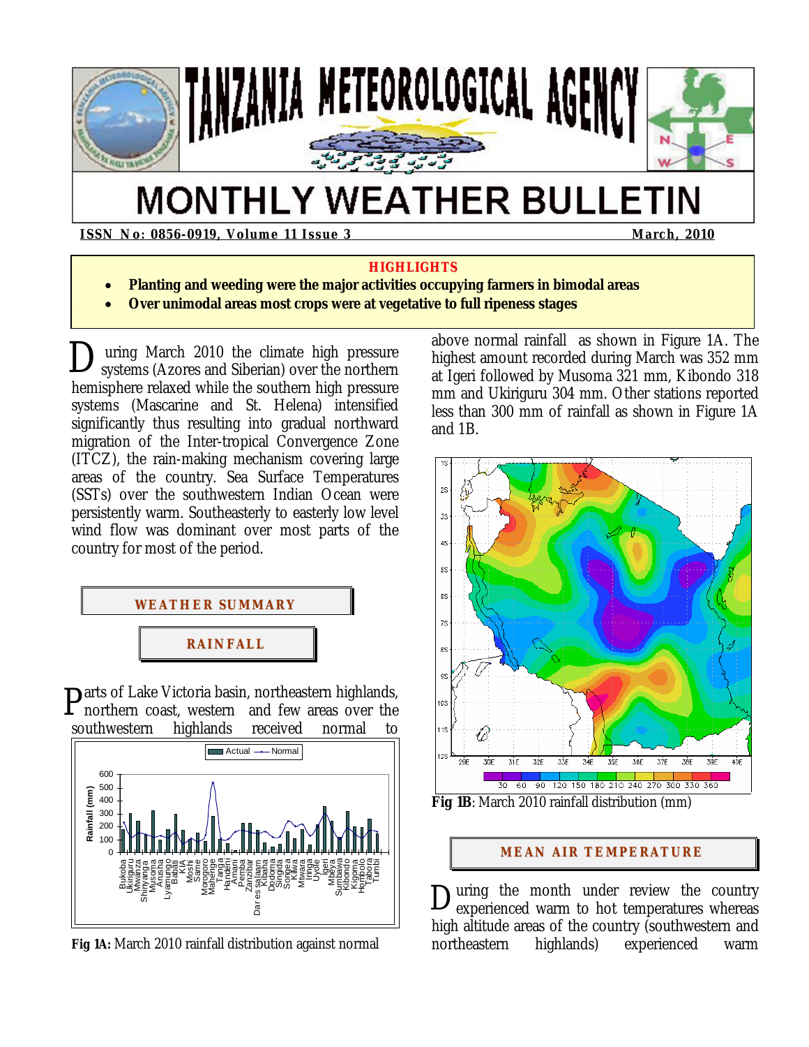# TANZANIA METEOROLOGICAL AGENCY

# MONTHLY WEATHER BULLETIN

**ISSN No: 0856-0919, Volume 11 Issue 3** **March, 2010**

**HIGHLIGHTS**

- **Planting and weeding were the major activities occupying farmers in bimodal areas**
- **Over unimodal areas most crops were at vegetative to full ripeness stages**

During March 2010 the climate high pressure systems (Azores and Siberian) over the northern hemisphere relaxed while the southern high pressure systems (Mascarine and St. Helena) intensified significantly thus resulting into gradual northward migration of the Inter-tropical Convergence Zone (ITCZ), the rain-making mechanism covering large areas of the country. Sea Surface Temperatures (SSTs) over the southwestern Indian Ocean were persistently warm. Southeasterly to easterly low level wind flow was dominant over most parts of the country for most of the period.

## WEATHER SUMMARY

### RAINFALL

Parts of Lake Victoria basin, northeastern highlands, northern coast, western and few areas over the southwestern highlands received normal to above normal rainfall as shown in Figure 1A. The highest amount recorded during March was 352 mm at Igeri followed by Musoma 321 mm, Kibondo 318 mm and Ukiriguru 304 mm. Other stations reported less than 300 mm of rainfall as shown in Figure 1A and 1B.

**Fig 1A:** March 2010 rainfall distribution against normal

**Fig 1B**: March 2010 rainfall distribution (mm)

### MEAN AIR TEMPERATURE

During the month under review the country experienced warm to hot temperatures whereas high altitude areas of the country (southwestern and northeastern highlands) experienced warm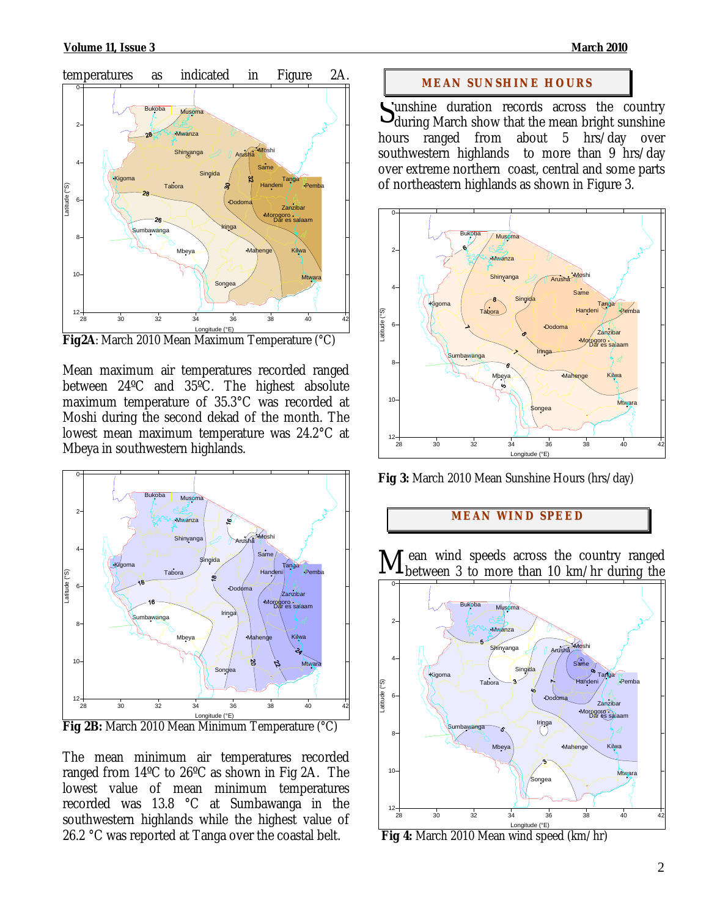temperatures as indicated in Figure 2A.

**Fig2A**: March 2010 Mean Maximum Temperature (°C)

Mean maximum air temperatures recorded ranged between 24ºC and 35ºC. The highest absolute maximum temperature of 35.3°C was recorded at Moshi during the second dekad of the month. The lowest mean maximum temperature was 24.2°C at Mbeya in southwestern highlands.

**Fig 2B:** March 2010 Mean Minimum Temperature (°C)

The mean minimum air temperatures recorded ranged from 14ºC to 26ºC as shown in Fig 2A. The lowest value of mean minimum temperatures recorded was 13.8 °C at Sumbawanga in the southwestern highlands while the highest value of 26.2 °C was reported at Tanga over the coastal belt.

## MEAN SUNSHINE HOURS

Sunshine duration records across the country during March show that the mean bright sunshine hours ranged from about 5 hrs/day over southwestern highlands to more than 9 hrs/day over extreme northern coast, central and some parts of northeastern highlands as shown in Figure 3.

**Fig 3:** March 2010 Mean Sunshine Hours (hrs/day)

## MEAN WIND SPEED

Mean wind speeds across the country ranged between 3 to more than 10 km/hr during the

**Fig 4:** March 2010 Mean wind speed (km/hr)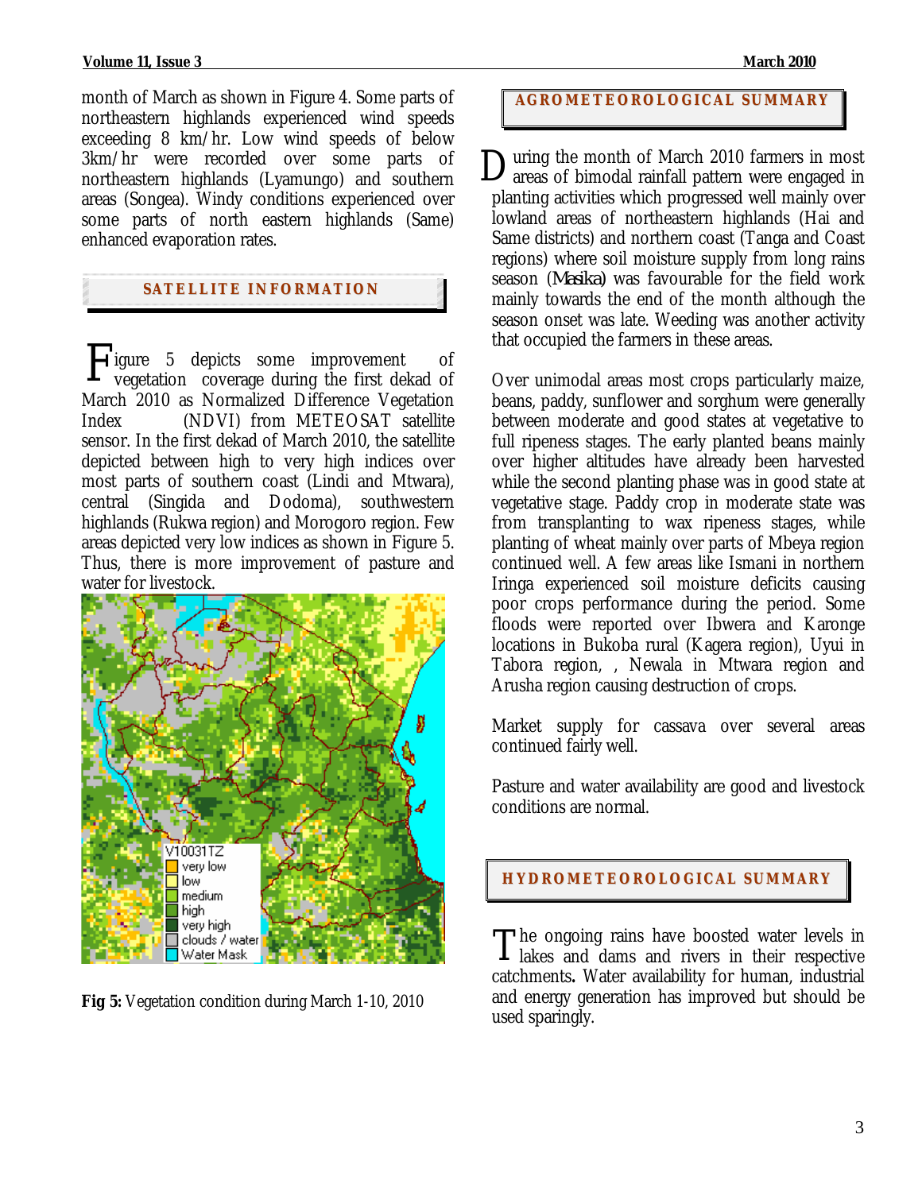month of March as shown in Figure 4. Some parts of northeastern highlands experienced wind speeds exceeding 8 km/hr. Low wind speeds of below 3km/hr were recorded over some parts of northeastern highlands (Lyamungo) and southern areas (Songea). Windy conditions experienced over some parts of north eastern highlands (Same) enhanced evaporation rates.

## SATELLITE INFORMATION

Figure 5 depicts some improvement of vegetation coverage during the first dekad of March 2010 as Normalized Difference Vegetation Index (NDVI) from METEOSAT satellite sensor. In the first dekad of March 2010, the satellite depicted between high to very high indices over most parts of southern coast (Lindi and Mtwara), central (Singida and Dodoma), southwestern highlands (Rukwa region) and Morogoro region. Few areas depicted very low indices as shown in Figure 5. Thus, there is more improvement of pasture and water for livestock.

**Fig 5:** Vegetation condition during March 1-10, 2010

## AGROMETEOROLOGICAL SUMMARY

During the month of March 2010 farmers in most areas of bimodal rainfall pattern were engaged in planting activities which progressed well mainly over lowland areas of northeastern highlands (Hai and Same districts) and northern coast (Tanga and Coast regions) where soil moisture supply from long rains season (*Masika*) was favourable for the field work mainly towards the end of the month although the season onset was late. Weeding was another activity that occupied the farmers in these areas.

Over unimodal areas most crops particularly maize, beans, paddy, sunflower and sorghum were generally between moderate and good states at vegetative to full ripeness stages. The early planted beans mainly over higher altitudes have already been harvested while the second planting phase was in good state at vegetative stage. Paddy crop in moderate state was from transplanting to wax ripeness stages, while planting of wheat mainly over parts of Mbeya region continued well. A few areas like Ismani in northern Iringa experienced soil moisture deficits causing poor crops performance during the period. Some floods were reported over Ibwera and Karonge locations in Bukoba rural (Kagera region), Uyui in Tabora region, , Newala in Mtwara region and Arusha region causing destruction of crops.

Market supply for cassava over several areas continued fairly well.

Pasture and water availability are good and livestock conditions are normal.

## HYDROMETEOROLOGICAL SUMMARY

The ongoing rains have boosted water levels in lakes and dams and rivers in their respective catchments**.** Water availability for human, industrial and energy generation has improved but should be used sparingly.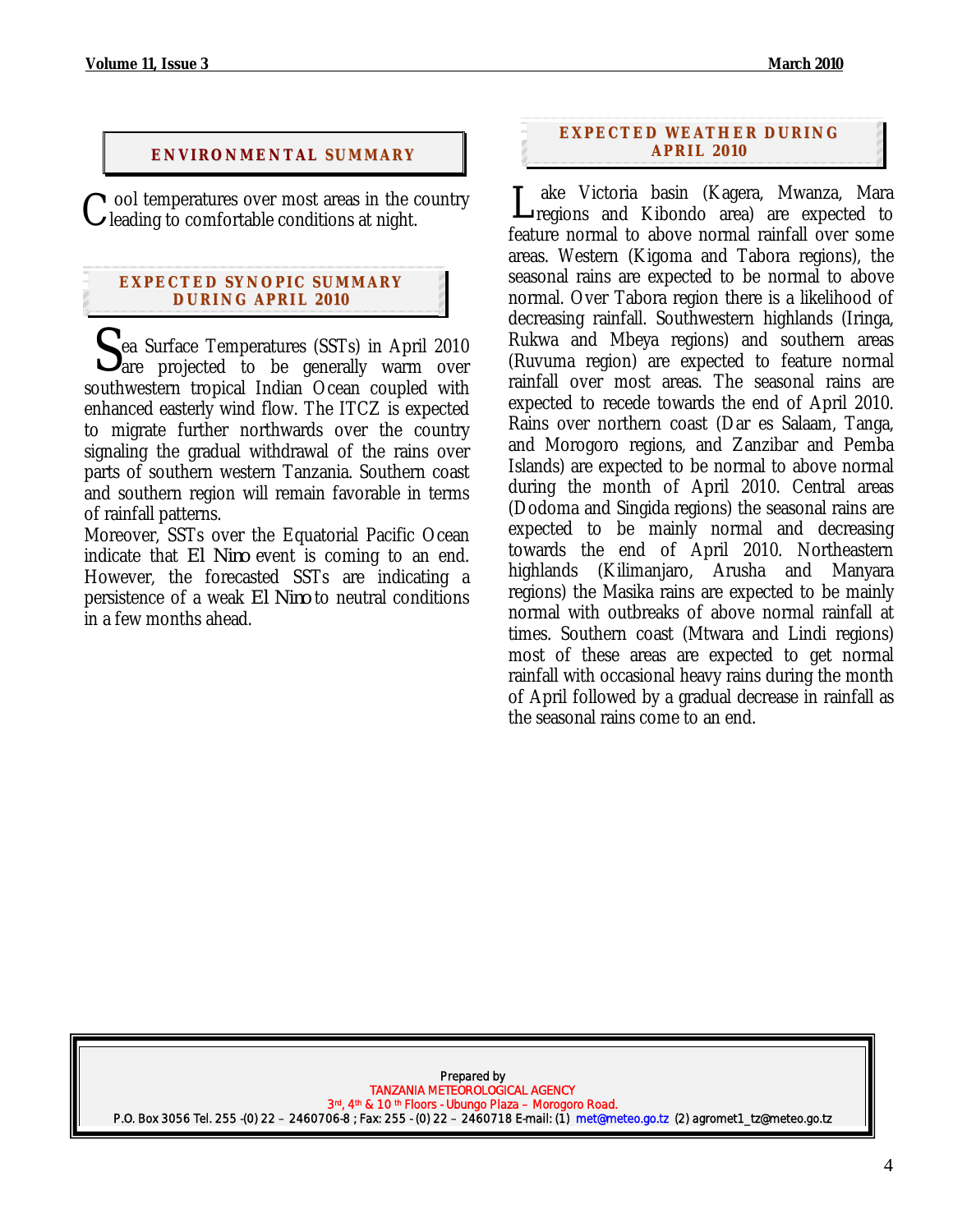## ENVIRONMENTAL SUMMARY

Cool temperatures over most areas in the country leading to comfortable conditions at night.

## EXPECTED SYNOPIC SUMMARY DURING APRIL 2010

Sea Surface Temperatures (SSTs) in April 2010 are projected to be generally warm over southwestern tropical Indian Ocean coupled with enhanced easterly wind flow. The ITCZ is expected to migrate further northwards over the country signaling the gradual withdrawal of the rains over parts of southern western Tanzania. Southern coast and southern region will remain favorable in terms of rainfall patterns.

Moreover, SSTs over the Equatorial Pacific Ocean indicate that El Nino event is coming to an end. However, the forecasted SSTs are indicating a persistence of a weak El Nino to neutral conditions in a few months ahead.

## EXPECTED WEATHER DURING APRIL 2010

Lake Victoria basin (Kagera, Mwanza, Mara regions and Kibondo area) are expected to feature normal to above normal rainfall over some areas. Western (Kigoma and Tabora regions), the seasonal rains are expected to be normal to above normal. Over Tabora region there is a likelihood of decreasing rainfall. Southwestern highlands (Iringa, Rukwa and Mbeya regions) and southern areas (Ruvuma region) are expected to feature normal rainfall over most areas. The seasonal rains are expected to recede towards the end of April 2010. Rains over northern coast (Dar es Salaam, Tanga, and Morogoro regions, and Zanzibar and Pemba Islands) are expected to be normal to above normal during the month of April 2010. Central areas (Dodoma and Singida regions) the seasonal rains are expected to be mainly normal and decreasing towards the end of April 2010. Northeastern highlands (Kilimanjaro, Arusha and Manyara regions) the Masika rains are expected to be mainly normal with outbreaks of above normal rainfall at times. Southern coast (Mtwara and Lindi regions) most of these areas are expected to get normal rainfall with occasional heavy rains during the month of April followed by a gradual decrease in rainfall as the seasonal rains come to an end.

Prepared by
TANZANIA METEOROLOGICAL AGENCY
3rd, 4th & 10th Floors - Ubungo Plaza – Morogoro Road.
P.O. Box 3056 Tel. 255 -(0) 22 – 2460706-8 ; Fax: 255 - (0) 22 – 2460718 E-mail: (1) met@meteo.go.tz (2) agromet1_tz@meteo.go.tz